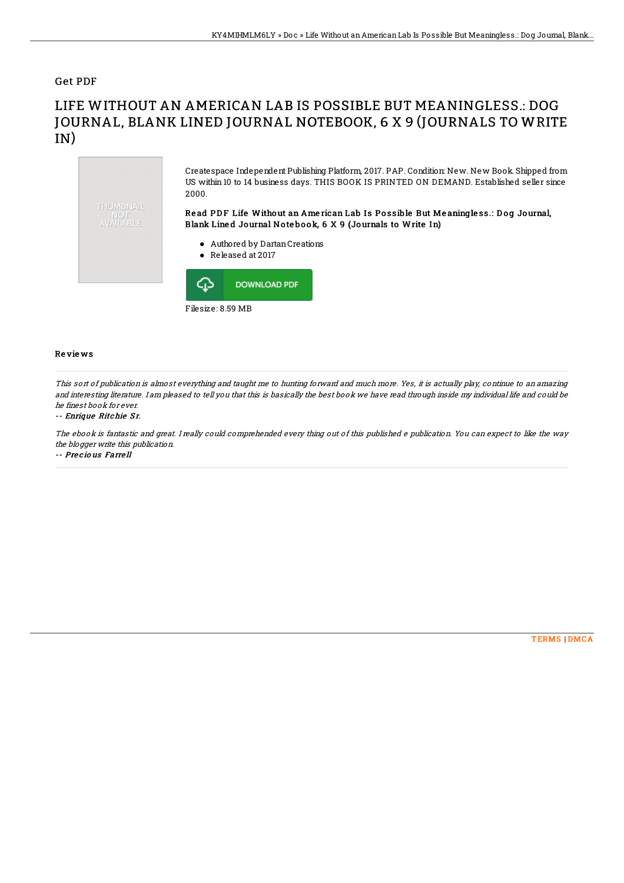Get PDF

# LIFE WITHOUT AN AMERICAN LAB IS POSSIBLE BUT MEANINGLESS.: DOG JOURNAL, BLANK LINED JOURNAL NOTEBOOK, 6 X 9 (JOURNALS TO WRITE IN)

THUMBNAIL NOT AVAILABLE

Createspace Independent Publishing Platform, 2017. PAP. Condition: New. New Book. Shipped from US within 10 to 14 business days. THIS BOOK IS PRINTED ON DEMAND. Established seller since 2000.

**Read PDF Life Without an American Lab Is Possible But Meaningless.: Dog Journal, Blank Lined Journal Notebook, 6 X 9 (Journals to Write In)**

- Authored by Dartan Creations
- Released at 2017

DOWNLOAD PDF

Filesize: 8.59 MB

## Reviews

*This sort of publication is almost everything and taught me to hunting forward and much more. Yes, it is actually play, continue to an amazing and interesting literature. I am pleased to tell you that this is basically the best book we have read through inside my individual life and could be he finest book for ever.*

-- ***Enrique Ritchie Sr.***

*The ebook is fantastic and great. I really could comprehended every thing out of this published e publication. You can expect to like the way the blogger write this publication.*

-- ***Precious Farrell***

TERMS | DMCA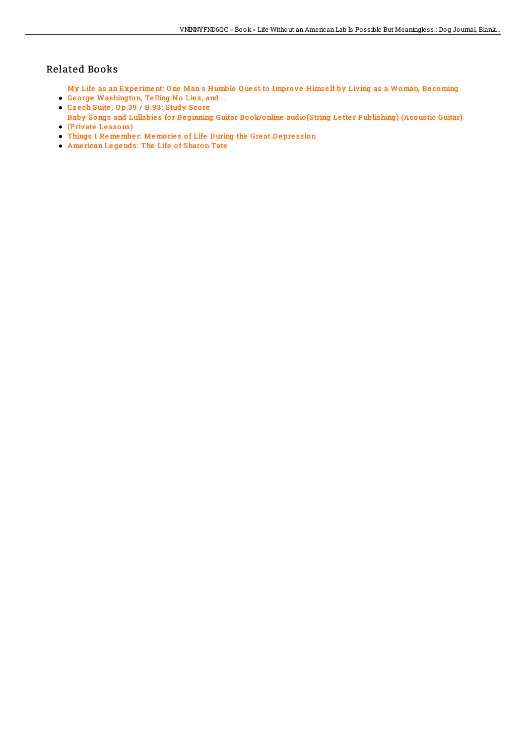## Related Books

- My Life as an Experiment: One Man s Humble Quest to Improve Himself by Living as a Woman, Becoming George Washington, Telling No Lies, and...
- Czech Suite, Op.39 / B.93: Study Score
- Baby Songs and Lullabies for Beginning Guitar Book/online audio(String Letter Publishing) (Acoustic Guitar) (Private Lessons)
- Things I Remember: Memories of Life During the Great Depression
- American Legends: The Life of Sharon Tate